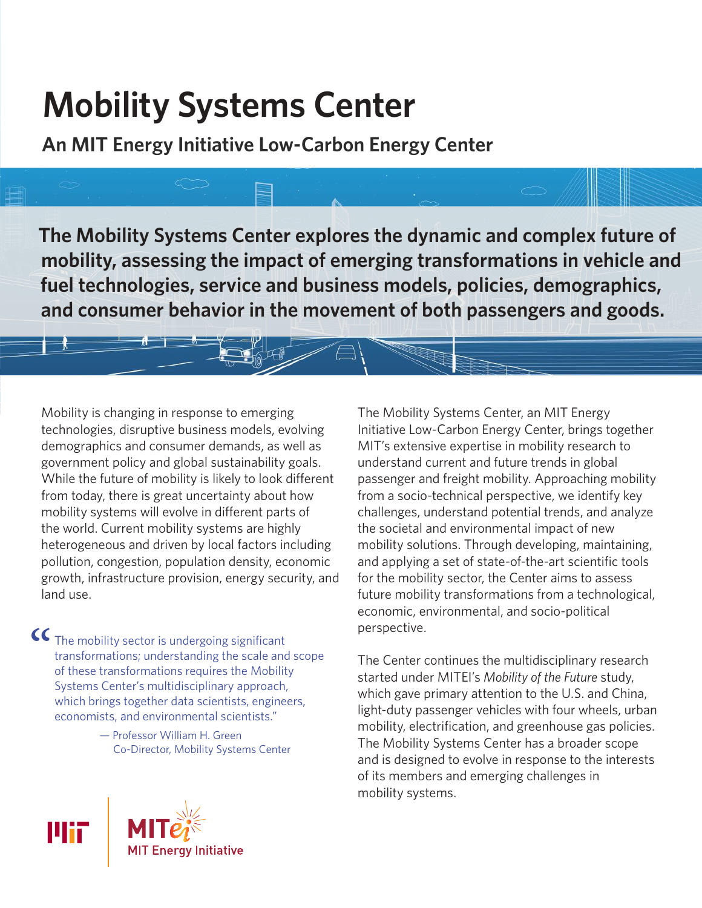# Mobility Systems Center

## An MIT Energy Initiative Low-Carbon Energy Center

**The Mobility Systems Center explores the dynamic and complex future of mobility, assessing the impact of emerging transformations in vehicle and fuel technologies, service and business models, policies, demographics, and consumer behavior in the movement of both passengers and goods.**

Mobility is changing in response to emerging technologies, disruptive business models, evolving demographics and consumer demands, as well as government policy and global sustainability goals. While the future of mobility is likely to look different from today, there is great uncertainty about how mobility systems will evolve in different parts of the world. Current mobility systems are highly heterogeneous and driven by local factors including pollution, congestion, population density, economic growth, infrastructure provision, energy security, and land use.

> "The mobility sector is undergoing significant transformations; understanding the scale and scope of these transformations requires the Mobility Systems Center's multidisciplinary approach, which brings together data scientists, engineers, economists, and environmental scientists."
>
> — Professor William H. Green
> Co-Director, Mobility Systems Center

The Mobility Systems Center, an MIT Energy Initiative Low-Carbon Energy Center, brings together MIT's extensive expertise in mobility research to understand current and future trends in global passenger and freight mobility. Approaching mobility from a socio-technical perspective, we identify key challenges, understand potential trends, and analyze the societal and environmental impact of new mobility solutions. Through developing, maintaining, and applying a set of state-of-the-art scientific tools for the mobility sector, the Center aims to assess future mobility transformations from a technological, economic, environmental, and socio-political perspective.

The Center continues the multidisciplinary research started under MITEI's *Mobility of the Future* study, which gave primary attention to the U.S. and China, light-duty passenger vehicles with four wheels, urban mobility, electrification, and greenhouse gas policies. The Mobility Systems Center has a broader scope and is designed to evolve in response to the interests of its members and emerging challenges in mobility systems.

MIT | MITei MIT Energy Initiative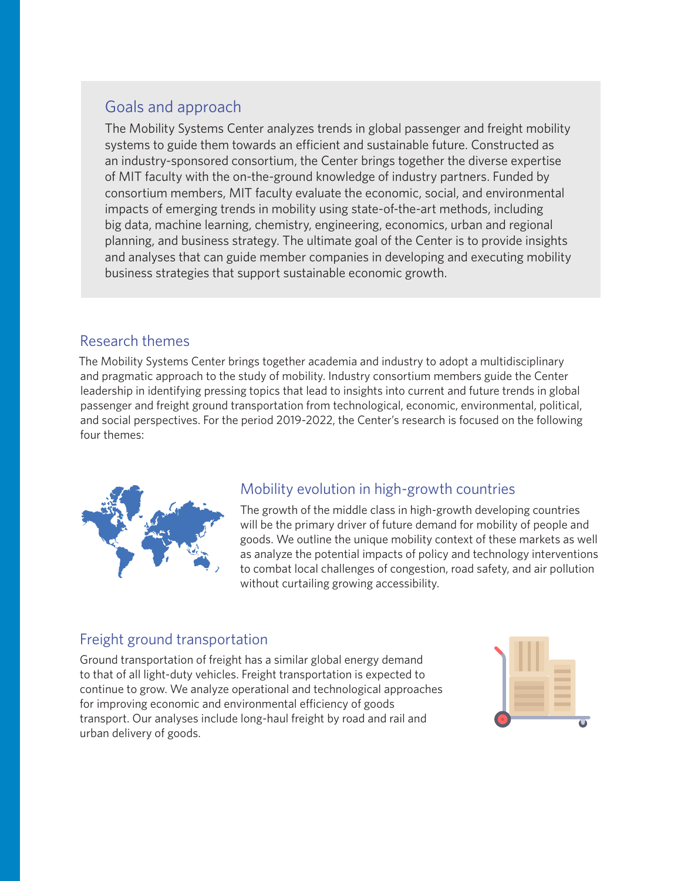## Goals and approach

The Mobility Systems Center analyzes trends in global passenger and freight mobility systems to guide them towards an efficient and sustainable future. Constructed as an industry-sponsored consortium, the Center brings together the diverse expertise of MIT faculty with the on-the-ground knowledge of industry partners. Funded by consortium members, MIT faculty evaluate the economic, social, and environmental impacts of emerging trends in mobility using state-of-the-art methods, including big data, machine learning, chemistry, engineering, economics, urban and regional planning, and business strategy. The ultimate goal of the Center is to provide insights and analyses that can guide member companies in developing and executing mobility business strategies that support sustainable economic growth.

## Research themes

The Mobility Systems Center brings together academia and industry to adopt a multidisciplinary and pragmatic approach to the study of mobility. Industry consortium members guide the Center leadership in identifying pressing topics that lead to insights into current and future trends in global passenger and freight ground transportation from technological, economic, environmental, political, and social perspectives. For the period 2019-2022, the Center's research is focused on the following four themes:

### Mobility evolution in high-growth countries

The growth of the middle class in high-growth developing countries will be the primary driver of future demand for mobility of people and goods. We outline the unique mobility context of these markets as well as analyze the potential impacts of policy and technology interventions to combat local challenges of congestion, road safety, and air pollution without curtailing growing accessibility.

### Freight ground transportation

Ground transportation of freight has a similar global energy demand to that of all light-duty vehicles. Freight transportation is expected to continue to grow. We analyze operational and technological approaches for improving economic and environmental efficiency of goods transport. Our analyses include long-haul freight by road and rail and urban delivery of goods.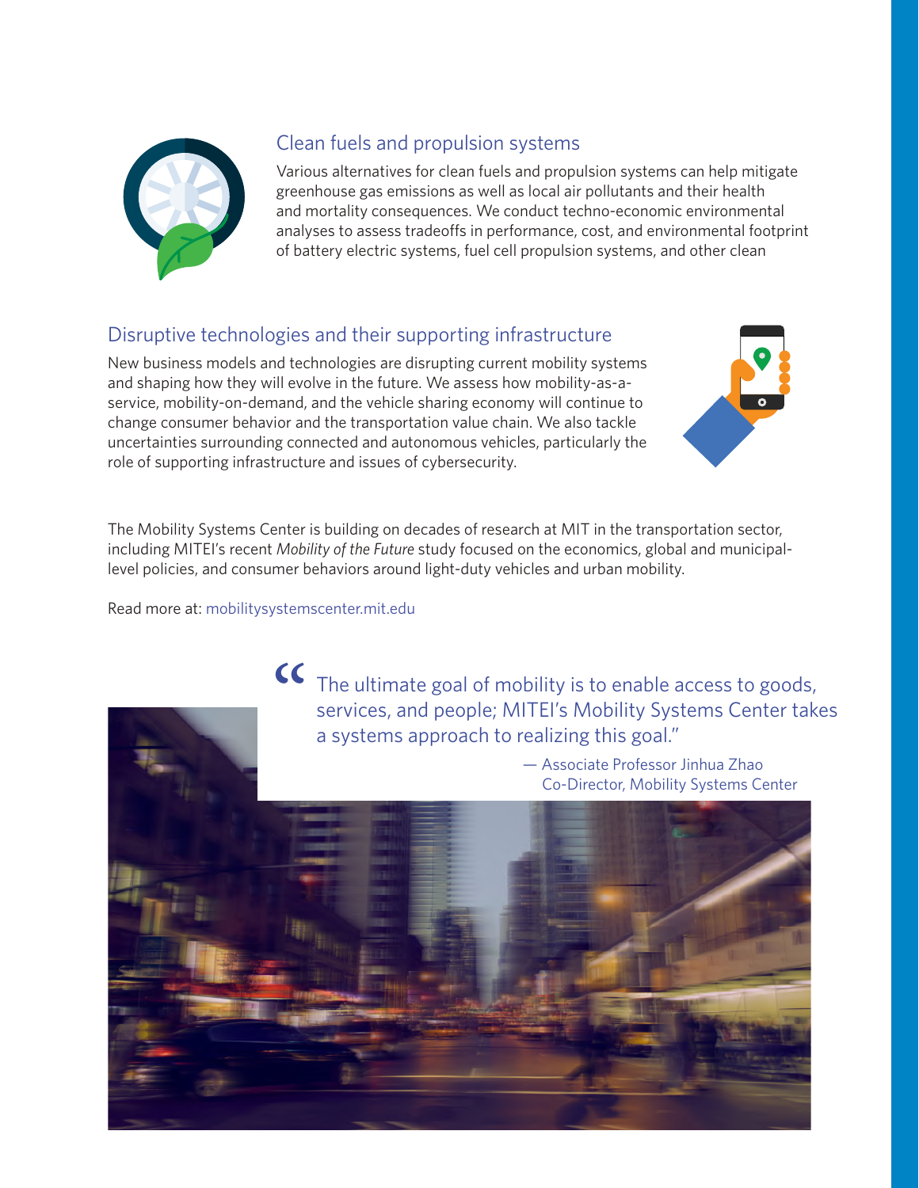## Clean fuels and propulsion systems

Various alternatives for clean fuels and propulsion systems can help mitigate greenhouse gas emissions as well as local air pollutants and their health and mortality consequences. We conduct techno-economic environmental analyses to assess tradeoffs in performance, cost, and environmental footprint of battery electric systems, fuel cell propulsion systems, and other clean

## Disruptive technologies and their supporting infrastructure

New business models and technologies are disrupting current mobility systems and shaping how they will evolve in the future. We assess how mobility-as-a-service, mobility-on-demand, and the vehicle sharing economy will continue to change consumer behavior and the transportation value chain. We also tackle uncertainties surrounding connected and autonomous vehicles, particularly the role of supporting infrastructure and issues of cybersecurity.

The Mobility Systems Center is building on decades of research at MIT in the transportation sector, including MITEI's recent *Mobility of the Future* study focused on the economics, global and municipal-level policies, and consumer behaviors around light-duty vehicles and urban mobility.

Read more at: mobilitysystemscenter.mit.edu

> "The ultimate goal of mobility is to enable access to goods, services, and people; MITEI's Mobility Systems Center takes a systems approach to realizing this goal."
>
> — Associate Professor Jinhua Zhao
> Co-Director, Mobility Systems Center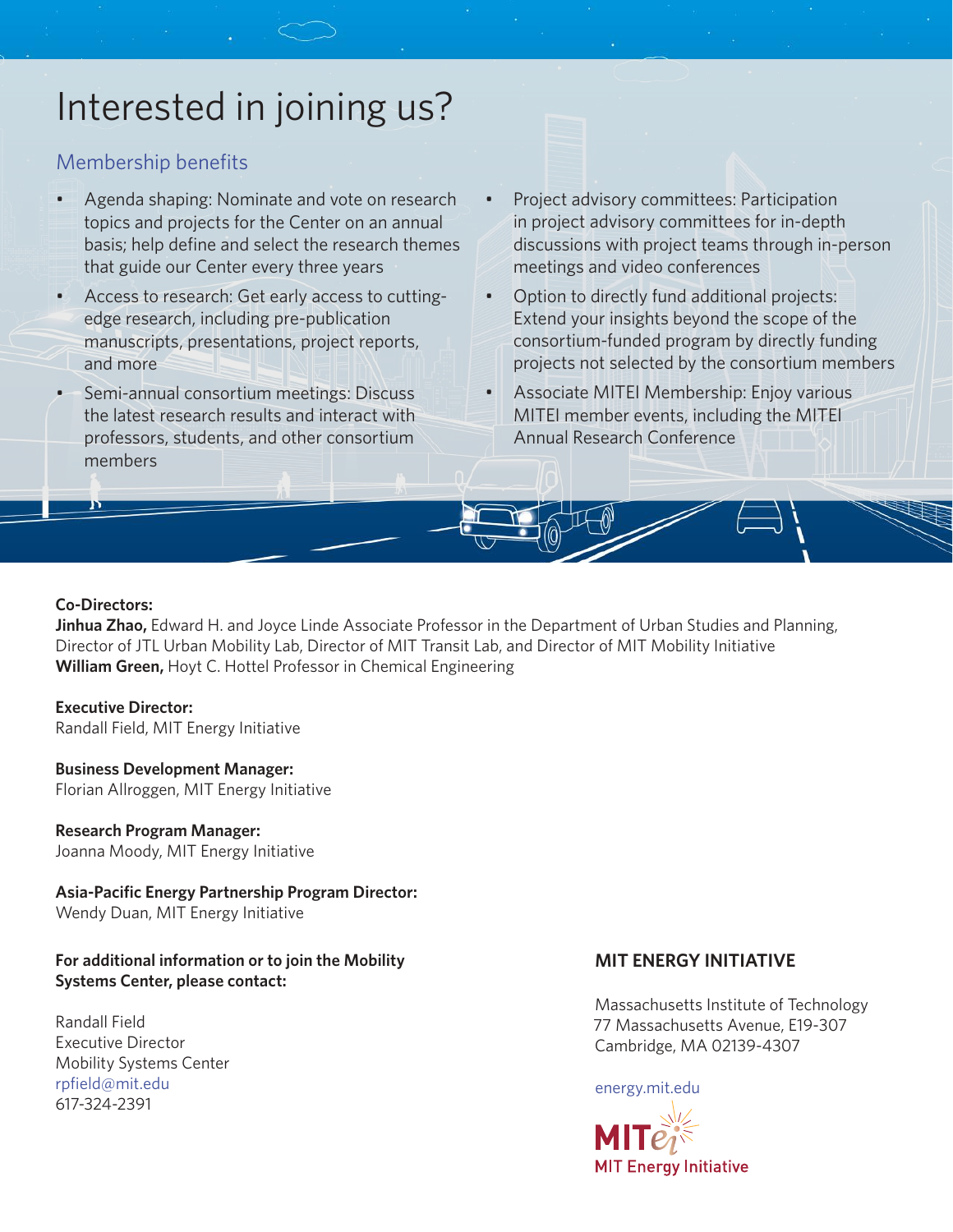# Interested in joining us?

## Membership benefits

- Agenda shaping: Nominate and vote on research topics and projects for the Center on an annual basis; help define and select the research themes that guide our Center every three years
- Access to research: Get early access to cutting-edge research, including pre-publication manuscripts, presentations, project reports, and more
- Semi-annual consortium meetings: Discuss the latest research results and interact with professors, students, and other consortium members
- Project advisory committees: Participation in project advisory committees for in-depth discussions with project teams through in-person meetings and video conferences
- Option to directly fund additional projects: Extend your insights beyond the scope of the consortium-funded program by directly funding projects not selected by the consortium members
- Associate MITEI Membership: Enjoy various MITEI member events, including the MITEI Annual Research Conference

**Co-Directors:**
**Jinhua Zhao,** Edward H. and Joyce Linde Associate Professor in the Department of Urban Studies and Planning, Director of JTL Urban Mobility Lab, Director of MIT Transit Lab, and Director of MIT Mobility Initiative
**William Green,** Hoyt C. Hottel Professor in Chemical Engineering

**Executive Director:**
Randall Field, MIT Energy Initiative

**Business Development Manager:**
Florian Allroggen, MIT Energy Initiative

**Research Program Manager:**
Joanna Moody, MIT Energy Initiative

**Asia-Pacific Energy Partnership Program Director:**
Wendy Duan, MIT Energy Initiative

**For additional information or to join the Mobility Systems Center, please contact:**

Randall Field
Executive Director
Mobility Systems Center
rpfield@mit.edu
617-324-2391

**MIT ENERGY INITIATIVE**

Massachusetts Institute of Technology
77 Massachusetts Avenue, E19-307
Cambridge, MA 02139-4307

energy.mit.edu

MITei
MIT Energy Initiative